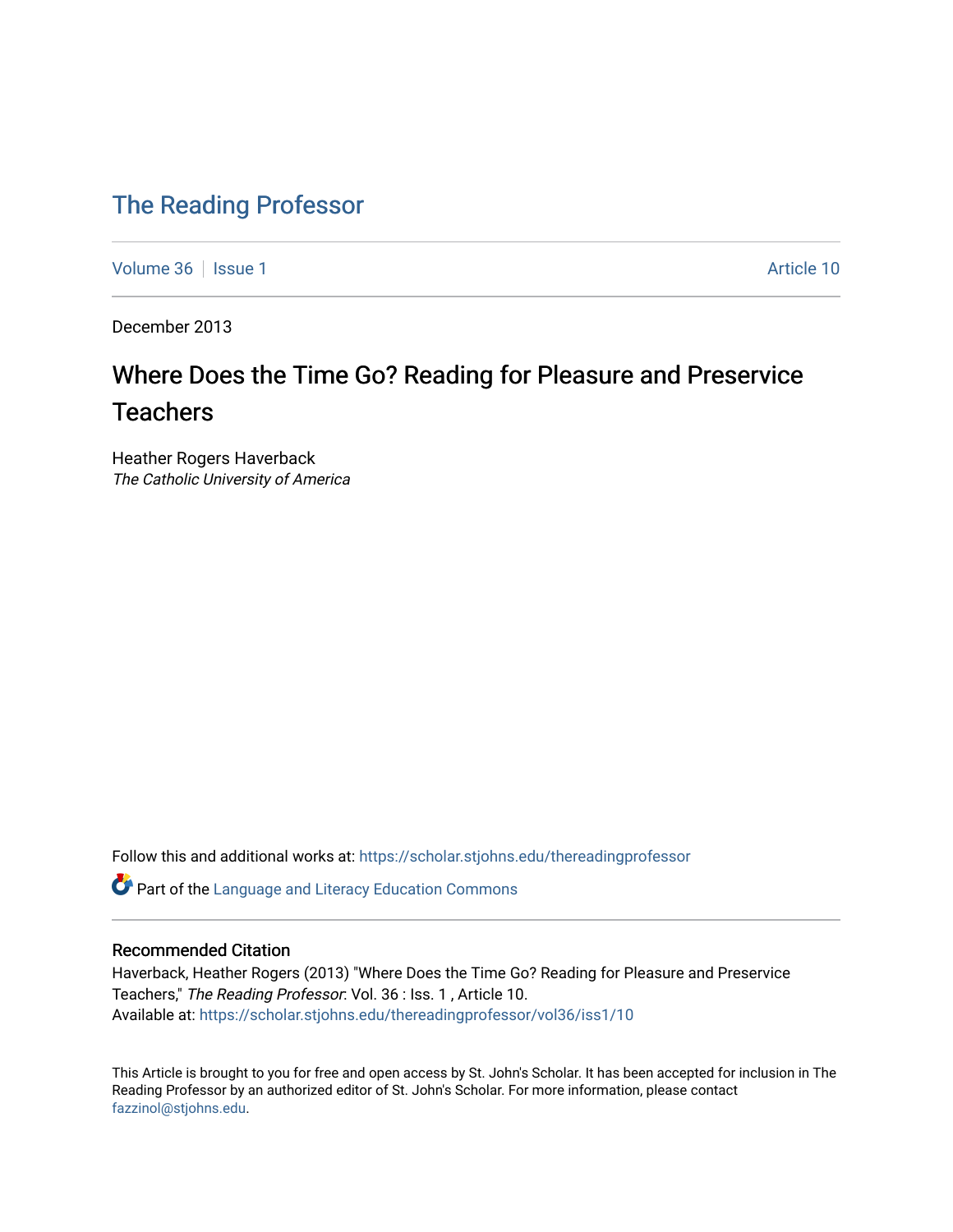# The Reading Professor

Volume 36 | Issue 1 Article 10

December 2013

## Where Does the Time Go? Reading for Pleasure and Preservice Teachers

Heather Rogers Haverback
*The Catholic University of America*

Follow this and additional works at: https://scholar.stjohns.edu/thereadingprofessor

Part of the Language and Literacy Education Commons

### Recommended Citation

Haverback, Heather Rogers (2013) "Where Does the Time Go? Reading for Pleasure and Preservice Teachers," *The Reading Professor*: Vol. 36 : Iss. 1 , Article 10.
Available at: https://scholar.stjohns.edu/thereadingprofessor/vol36/iss1/10

This Article is brought to you for free and open access by St. John's Scholar. It has been accepted for inclusion in The Reading Professor by an authorized editor of St. John's Scholar. For more information, please contact fazzinol@stjohns.edu.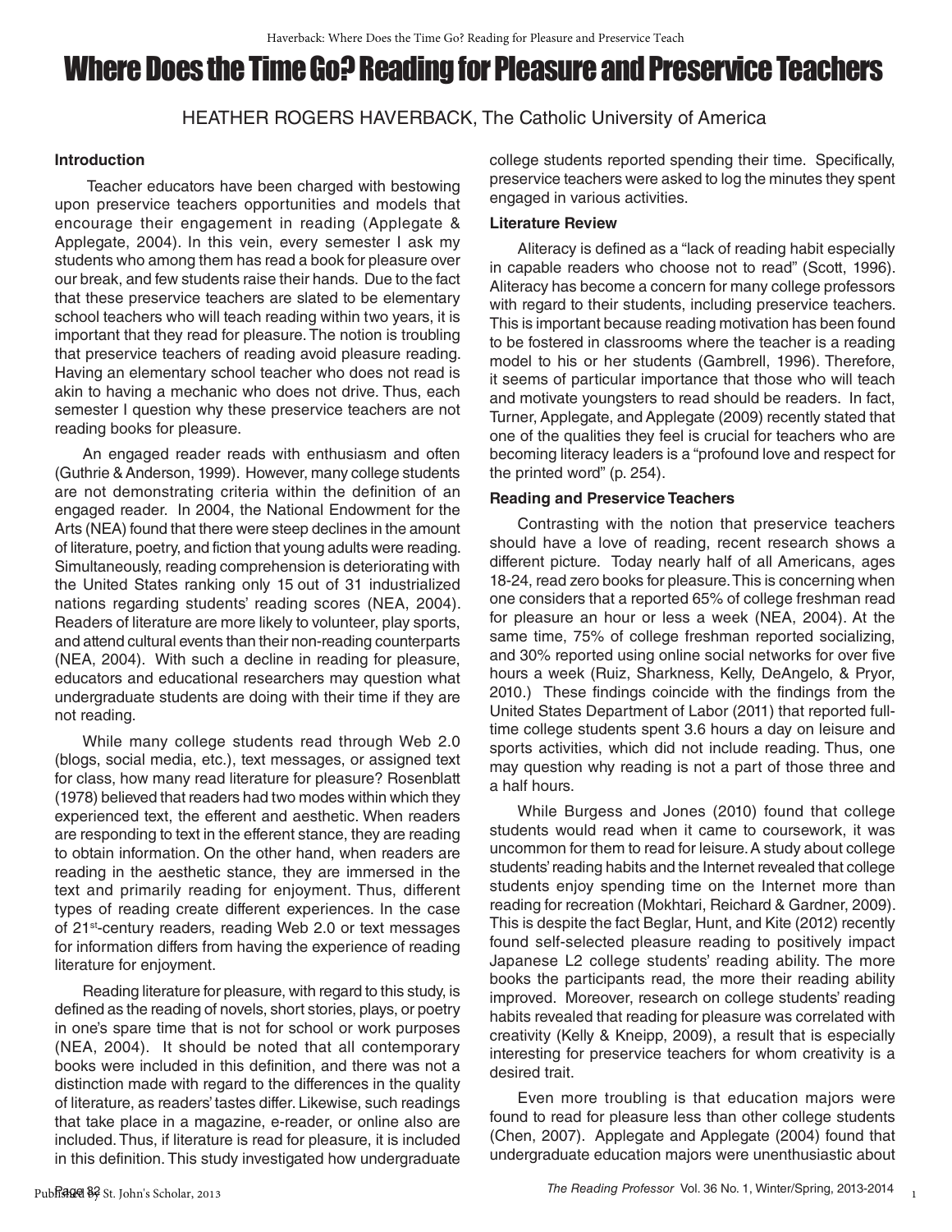# Where Does the Time Go? Reading for Pleasure and Preservice Teachers

HEATHER ROGERS HAVERBACK, The Catholic University of America

### Introduction

Teacher educators have been charged with bestowing upon preservice teachers opportunities and models that encourage their engagement in reading (Applegate & Applegate, 2004). In this vein, every semester I ask my students who among them has read a book for pleasure over our break, and few students raise their hands. Due to the fact that these preservice teachers are slated to be elementary school teachers who will teach reading within two years, it is important that they read for pleasure. The notion is troubling that preservice teachers of reading avoid pleasure reading. Having an elementary school teacher who does not read is akin to having a mechanic who does not drive. Thus, each semester I question why these preservice teachers are not reading books for pleasure.

An engaged reader reads with enthusiasm and often (Guthrie & Anderson, 1999). However, many college students are not demonstrating criteria within the definition of an engaged reader. In 2004, the National Endowment for the Arts (NEA) found that there were steep declines in the amount of literature, poetry, and fiction that young adults were reading. Simultaneously, reading comprehension is deteriorating with the United States ranking only 15 out of 31 industrialized nations regarding students' reading scores (NEA, 2004). Readers of literature are more likely to volunteer, play sports, and attend cultural events than their non-reading counterparts (NEA, 2004). With such a decline in reading for pleasure, educators and educational researchers may question what undergraduate students are doing with their time if they are not reading.

While many college students read through Web 2.0 (blogs, social media, etc.), text messages, or assigned text for class, how many read literature for pleasure? Rosenblatt (1978) believed that readers had two modes within which they experienced text, the efferent and aesthetic. When readers are responding to text in the efferent stance, they are reading to obtain information. On the other hand, when readers are reading in the aesthetic stance, they are immersed in the text and primarily reading for enjoyment. Thus, different types of reading create different experiences. In the case of 21st-century readers, reading Web 2.0 or text messages for information differs from having the experience of reading literature for enjoyment.

Reading literature for pleasure, with regard to this study, is defined as the reading of novels, short stories, plays, or poetry in one's spare time that is not for school or work purposes (NEA, 2004). It should be noted that all contemporary books were included in this definition, and there was not a distinction made with regard to the differences in the quality of literature, as readers' tastes differ. Likewise, such readings that take place in a magazine, e-reader, or online also are included. Thus, if literature is read for pleasure, it is included in this definition. This study investigated how undergraduate college students reported spending their time. Specifically, preservice teachers were asked to log the minutes they spent engaged in various activities.

### Literature Review

Aliteracy is defined as a "lack of reading habit especially in capable readers who choose not to read" (Scott, 1996). Aliteracy has become a concern for many college professors with regard to their students, including preservice teachers. This is important because reading motivation has been found to be fostered in classrooms where the teacher is a reading model to his or her students (Gambrell, 1996). Therefore, it seems of particular importance that those who will teach and motivate youngsters to read should be readers. In fact, Turner, Applegate, and Applegate (2009) recently stated that one of the qualities they feel is crucial for teachers who are becoming literacy leaders is a "profound love and respect for the printed word" (p. 254).

### Reading and Preservice Teachers

Contrasting with the notion that preservice teachers should have a love of reading, recent research shows a different picture. Today nearly half of all Americans, ages 18-24, read zero books for pleasure. This is concerning when one considers that a reported 65% of college freshman read for pleasure an hour or less a week (NEA, 2004). At the same time, 75% of college freshman reported socializing, and 30% reported using online social networks for over five hours a week (Ruiz, Sharkness, Kelly, DeAngelo, & Pryor, 2010.) These findings coincide with the findings from the United States Department of Labor (2011) that reported full-time college students spent 3.6 hours a day on leisure and sports activities, which did not include reading. Thus, one may question why reading is not a part of those three and a half hours.

While Burgess and Jones (2010) found that college students would read when it came to coursework, it was uncommon for them to read for leisure. A study about college students' reading habits and the Internet revealed that college students enjoy spending time on the Internet more than reading for recreation (Mokhtari, Reichard & Gardner, 2009). This is despite the fact Beglar, Hunt, and Kite (2012) recently found self-selected pleasure reading to positively impact Japanese L2 college students' reading ability. The more books the participants read, the more their reading ability improved. Moreover, research on college students' reading habits revealed that reading for pleasure was correlated with creativity (Kelly & Kneipp, 2009), a result that is especially interesting for preservice teachers for whom creativity is a desired trait.

Even more troubling is that education majors were found to read for pleasure less than other college students (Chen, 2007). Applegate and Applegate (2004) found that undergraduate education majors were unenthusiastic about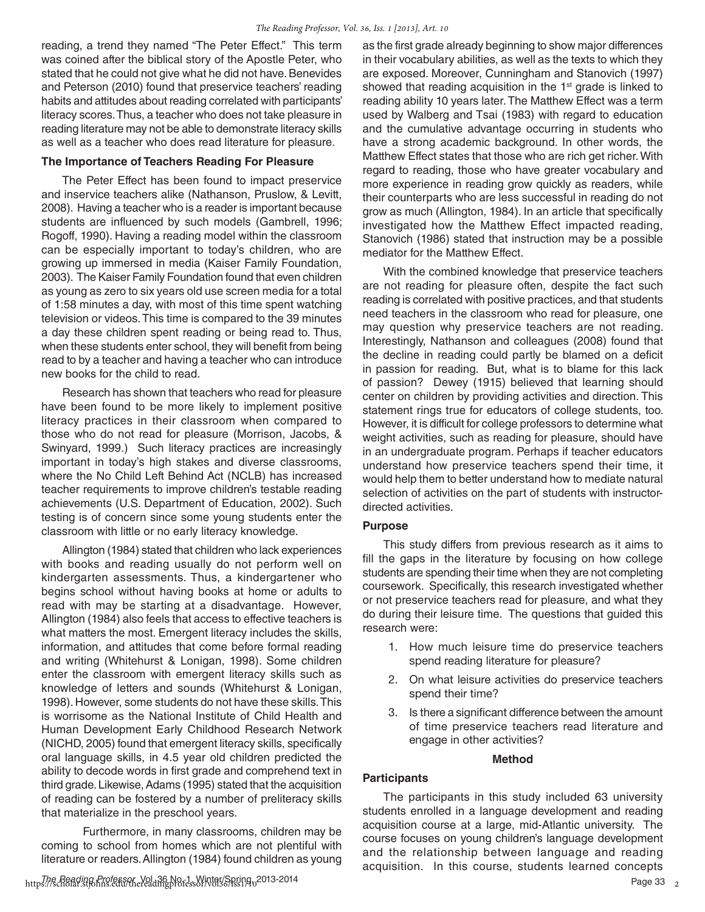reading, a trend they named "The Peter Effect." This term was coined after the biblical story of the Apostle Peter, who stated that he could not give what he did not have. Benevides and Peterson (2010) found that preservice teachers' reading habits and attitudes about reading correlated with participants' literacy scores. Thus, a teacher who does not take pleasure in reading literature may not be able to demonstrate literacy skills as well as a teacher who does read literature for pleasure.

### The Importance of Teachers Reading For Pleasure

The Peter Effect has been found to impact preservice and inservice teachers alike (Nathanson, Pruslow, & Levitt, 2008). Having a teacher who is a reader is important because students are influenced by such models (Gambrell, 1996; Rogoff, 1990). Having a reading model within the classroom can be especially important to today's children, who are growing up immersed in media (Kaiser Family Foundation, 2003). The Kaiser Family Foundation found that even children as young as zero to six years old use screen media for a total of 1:58 minutes a day, with most of this time spent watching television or videos. This time is compared to the 39 minutes a day these children spent reading or being read to. Thus, when these students enter school, they will benefit from being read to by a teacher and having a teacher who can introduce new books for the child to read.

Research has shown that teachers who read for pleasure have been found to be more likely to implement positive literacy practices in their classroom when compared to those who do not read for pleasure (Morrison, Jacobs, & Swinyard, 1999.) Such literacy practices are increasingly important in today's high stakes and diverse classrooms, where the No Child Left Behind Act (NCLB) has increased teacher requirements to improve children's testable reading achievements (U.S. Department of Education, 2002). Such testing is of concern since some young students enter the classroom with little or no early literacy knowledge.

Allington (1984) stated that children who lack experiences with books and reading usually do not perform well on kindergarten assessments. Thus, a kindergartener who begins school without having books at home or adults to read with may be starting at a disadvantage. However, Allington (1984) also feels that access to effective teachers is what matters the most. Emergent literacy includes the skills, information, and attitudes that come before formal reading and writing (Whitehurst & Lonigan, 1998). Some children enter the classroom with emergent literacy skills such as knowledge of letters and sounds (Whitehurst & Lonigan, 1998). However, some students do not have these skills. This is worrisome as the National Institute of Child Health and Human Development Early Childhood Research Network (NICHD, 2005) found that emergent literacy skills, specifically oral language skills, in 4.5 year old children predicted the ability to decode words in first grade and comprehend text in third grade. Likewise, Adams (1995) stated that the acquisition of reading can be fostered by a number of preliteracy skills that materialize in the preschool years.

Furthermore, in many classrooms, children may be coming to school from homes which are not plentiful with literature or readers. Allington (1984) found children as young as the first grade already beginning to show major differences in their vocabulary abilities, as well as the texts to which they are exposed. Moreover, Cunningham and Stanovich (1997) showed that reading acquisition in the 1st grade is linked to reading ability 10 years later. The Matthew Effect was a term used by Walberg and Tsai (1983) with regard to education and the cumulative advantage occurring in students who have a strong academic background. In other words, the Matthew Effect states that those who are rich get richer. With regard to reading, those who have greater vocabulary and more experience in reading grow quickly as readers, while their counterparts who are less successful in reading do not grow as much (Allington, 1984). In an article that specifically investigated how the Matthew Effect impacted reading, Stanovich (1986) stated that instruction may be a possible mediator for the Matthew Effect.

With the combined knowledge that preservice teachers are not reading for pleasure often, despite the fact such reading is correlated with positive practices, and that students need teachers in the classroom who read for pleasure, one may question why preservice teachers are not reading. Interestingly, Nathanson and colleagues (2008) found that the decline in reading could partly be blamed on a deficit in passion for reading. But, what is to blame for this lack of passion? Dewey (1915) believed that learning should center on children by providing activities and direction. This statement rings true for educators of college students, too. However, it is difficult for college professors to determine what weight activities, such as reading for pleasure, should have in an undergraduate program. Perhaps if teacher educators understand how preservice teachers spend their time, it would help them to better understand how to mediate natural selection of activities on the part of students with instructor-directed activities.

### Purpose

This study differs from previous research as it aims to fill the gaps in the literature by focusing on how college students are spending their time when they are not completing coursework. Specifically, this research investigated whether or not preservice teachers read for pleasure, and what they do during their leisure time. The questions that guided this research were:

1. How much leisure time do preservice teachers spend reading literature for pleasure?
2. On what leisure activities do preservice teachers spend their time?
3. Is there a significant difference between the amount of time preservice teachers read literature and engage in other activities?

## Method

### Participants

The participants in this study included 63 university students enrolled in a language development and reading acquisition course at a large, mid-Atlantic university. The course focuses on young children's language development and the relationship between language and reading acquisition. In this course, students learned concepts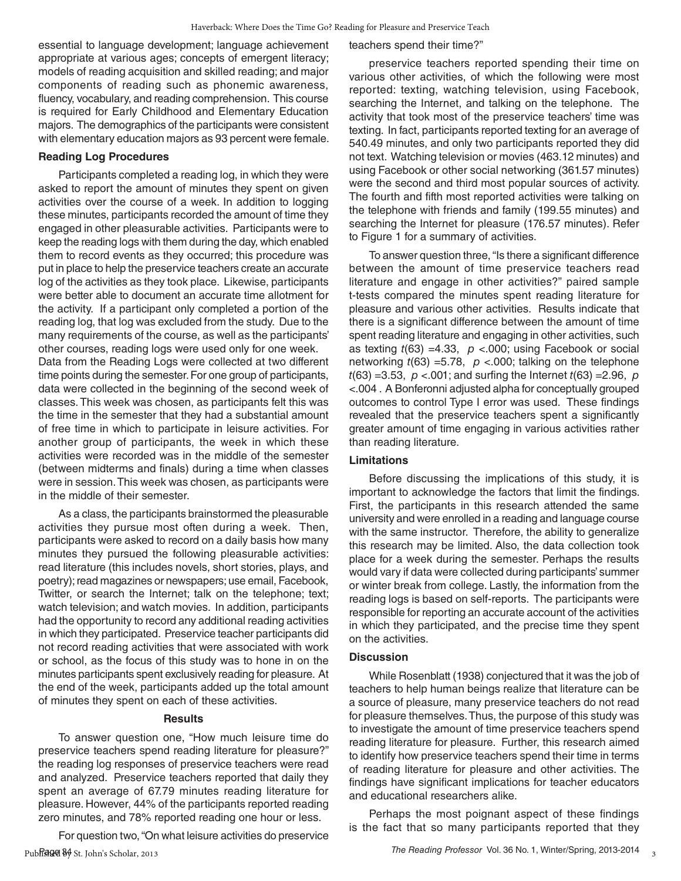essential to language development; language achievement appropriate at various ages; concepts of emergent literacy; models of reading acquisition and skilled reading; and major components of reading such as phonemic awareness, fluency, vocabulary, and reading comprehension. This course is required for Early Childhood and Elementary Education majors. The demographics of the participants were consistent with elementary education majors as 93 percent were female.

### Reading Log Procedures

Participants completed a reading log, in which they were asked to report the amount of minutes they spent on given activities over the course of a week. In addition to logging these minutes, participants recorded the amount of time they engaged in other pleasurable activities. Participants were to keep the reading logs with them during the day, which enabled them to record events as they occurred; this procedure was put in place to help the preservice teachers create an accurate log of the activities as they took place. Likewise, participants were better able to document an accurate time allotment for the activity. If a participant only completed a portion of the reading log, that log was excluded from the study. Due to the many requirements of the course, as well as the participants' other courses, reading logs were used only for one week.

Data from the Reading Logs were collected at two different time points during the semester. For one group of participants, data were collected in the beginning of the second week of classes. This week was chosen, as participants felt this was the time in the semester that they had a substantial amount of free time in which to participate in leisure activities. For another group of participants, the week in which these activities were recorded was in the middle of the semester (between midterms and finals) during a time when classes were in session. This week was chosen, as participants were in the middle of their semester.

As a class, the participants brainstormed the pleasurable activities they pursue most often during a week. Then, participants were asked to record on a daily basis how many minutes they pursued the following pleasurable activities: read literature (this includes novels, short stories, plays, and poetry); read magazines or newspapers; use email, Facebook, Twitter, or search the Internet; talk on the telephone; text; watch television; and watch movies. In addition, participants had the opportunity to record any additional reading activities in which they participated. Preservice teacher participants did not record reading activities that were associated with work or school, as the focus of this study was to hone in on the minutes participants spent exclusively reading for pleasure. At the end of the week, participants added up the total amount of minutes they spent on each of these activities.

## Results

To answer question one, "How much leisure time do preservice teachers spend reading literature for pleasure?" the reading log responses of preservice teachers were read and analyzed. Preservice teachers reported that daily they spent an average of 67.79 minutes reading literature for pleasure. However, 44% of the participants reported reading zero minutes, and 78% reported reading one hour or less.

For question two, "On what leisure activities do preservice teachers spend their time?"

preservice teachers reported spending their time on various other activities, of which the following were most reported: texting, watching television, using Facebook, searching the Internet, and talking on the telephone. The activity that took most of the preservice teachers' time was texting. In fact, participants reported texting for an average of 540.49 minutes, and only two participants reported they did not text. Watching television or movies (463.12 minutes) and using Facebook or other social networking (361.57 minutes) were the second and third most popular sources of activity. The fourth and fifth most reported activities were talking on the telephone with friends and family (199.55 minutes) and searching the Internet for pleasure (176.57 minutes). Refer to Figure 1 for a summary of activities.

To answer question three, "Is there a significant difference between the amount of time preservice teachers read literature and engage in other activities?" paired sample t-tests compared the minutes spent reading literature for pleasure and various other activities. Results indicate that there is a significant difference between the amount of time spent reading literature and engaging in other activities, such as texting $t(63) = 4.33$, $p < .000$; using Facebook or social networking $t(63) = 5.78$, $p < .000$; talking on the telephone $t(63) = 3.53$, $p < .001$; and surfing the Internet $t(63) = 2.96$, $p < .004$ . A Bonferonni adjusted alpha for conceptually grouped outcomes to control Type I error was used. These findings revealed that the preservice teachers spent a significantly greater amount of time engaging in various activities rather than reading literature.

### Limitations

Before discussing the implications of this study, it is important to acknowledge the factors that limit the findings. First, the participants in this research attended the same university and were enrolled in a reading and language course with the same instructor. Therefore, the ability to generalize this research may be limited. Also, the data collection took place for a week during the semester. Perhaps the results would vary if data were collected during participants' summer or winter break from college. Lastly, the information from the reading logs is based on self-reports. The participants were responsible for reporting an accurate account of the activities in which they participated, and the precise time they spent on the activities.

### Discussion

While Rosenblatt (1938) conjectured that it was the job of teachers to help human beings realize that literature can be a source of pleasure, many preservice teachers do not read for pleasure themselves. Thus, the purpose of this study was to investigate the amount of time preservice teachers spend reading literature for pleasure. Further, this research aimed to identify how preservice teachers spend their time in terms of reading literature for pleasure and other activities. The findings have significant implications for teacher educators and educational researchers alike.

Perhaps the most poignant aspect of these findings is the fact that so many participants reported that they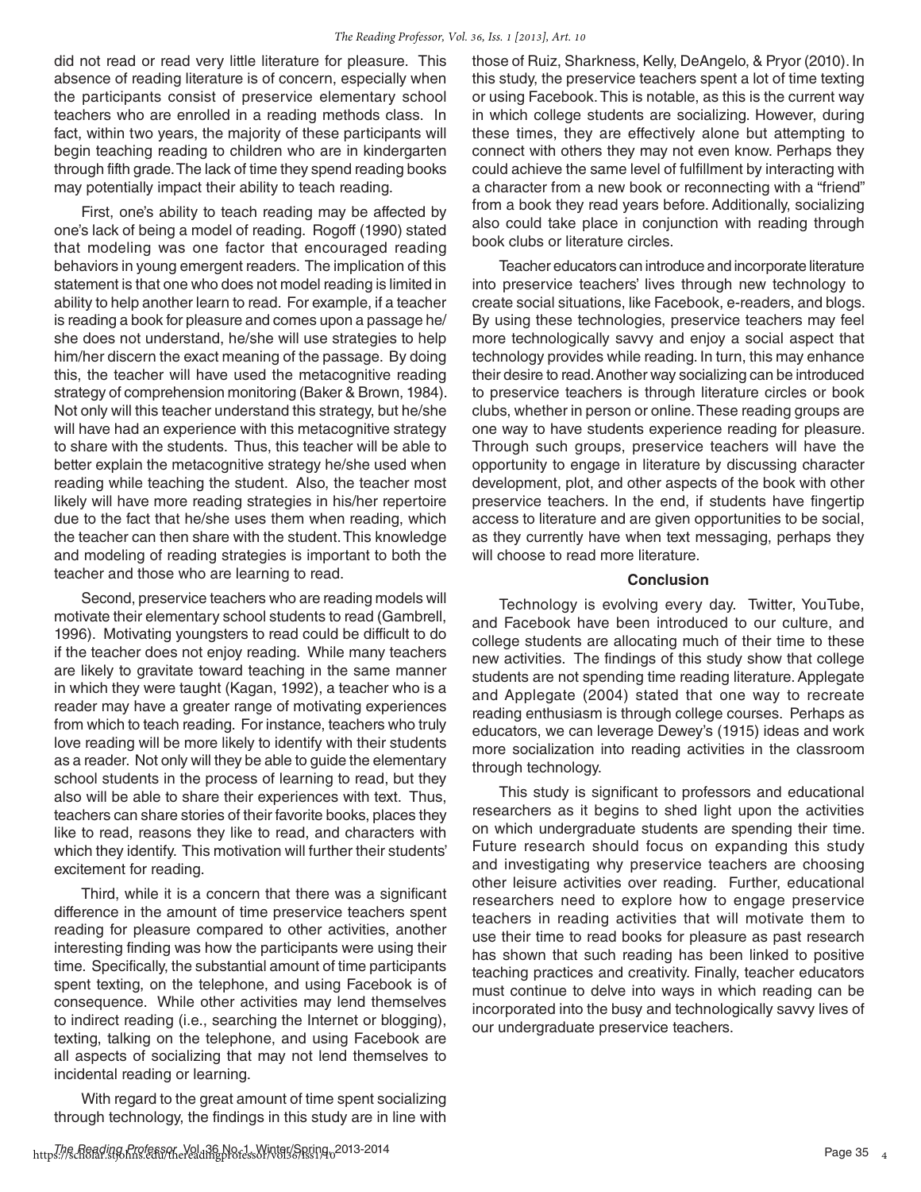did not read or read very little literature for pleasure. This absence of reading literature is of concern, especially when the participants consist of preservice elementary school teachers who are enrolled in a reading methods class. In fact, within two years, the majority of these participants will begin teaching reading to children who are in kindergarten through fifth grade. The lack of time they spend reading books may potentially impact their ability to teach reading.

First, one's ability to teach reading may be affected by one's lack of being a model of reading. Rogoff (1990) stated that modeling was one factor that encouraged reading behaviors in young emergent readers. The implication of this statement is that one who does not model reading is limited in ability to help another learn to read. For example, if a teacher is reading a book for pleasure and comes upon a passage he/she does not understand, he/she will use strategies to help him/her discern the exact meaning of the passage. By doing this, the teacher will have used the metacognitive reading strategy of comprehension monitoring (Baker & Brown, 1984). Not only will this teacher understand this strategy, but he/she will have had an experience with this metacognitive strategy to share with the students. Thus, this teacher will be able to better explain the metacognitive strategy he/she used when reading while teaching the student. Also, the teacher most likely will have more reading strategies in his/her repertoire due to the fact that he/she uses them when reading, which the teacher can then share with the student. This knowledge and modeling of reading strategies is important to both the teacher and those who are learning to read.

Second, preservice teachers who are reading models will motivate their elementary school students to read (Gambrell, 1996). Motivating youngsters to read could be difficult to do if the teacher does not enjoy reading. While many teachers are likely to gravitate toward teaching in the same manner in which they were taught (Kagan, 1992), a teacher who is a reader may have a greater range of motivating experiences from which to teach reading. For instance, teachers who truly love reading will be more likely to identify with their students as a reader. Not only will they be able to guide the elementary school students in the process of learning to read, but they also will be able to share their experiences with text. Thus, teachers can share stories of their favorite books, places they like to read, reasons they like to read, and characters with which they identify. This motivation will further their students' excitement for reading.

Third, while it is a concern that there was a significant difference in the amount of time preservice teachers spent reading for pleasure compared to other activities, another interesting finding was how the participants were using their time. Specifically, the substantial amount of time participants spent texting, on the telephone, and using Facebook is of consequence. While other activities may lend themselves to indirect reading (i.e., searching the Internet or blogging), texting, talking on the telephone, and using Facebook are all aspects of socializing that may not lend themselves to incidental reading or learning.

With regard to the great amount of time spent socializing through technology, the findings in this study are in line with those of Ruiz, Sharkness, Kelly, DeAngelo, & Pryor (2010). In this study, the preservice teachers spent a lot of time texting or using Facebook. This is notable, as this is the current way in which college students are socializing. However, during these times, they are effectively alone but attempting to connect with others they may not even know. Perhaps they could achieve the same level of fulfillment by interacting with a character from a new book or reconnecting with a "friend" from a book they read years before. Additionally, socializing also could take place in conjunction with reading through book clubs or literature circles.

Teacher educators can introduce and incorporate literature into preservice teachers' lives through new technology to create social situations, like Facebook, e-readers, and blogs. By using these technologies, preservice teachers may feel more technologically savvy and enjoy a social aspect that technology provides while reading. In turn, this may enhance their desire to read. Another way socializing can be introduced to preservice teachers is through literature circles or book clubs, whether in person or online. These reading groups are one way to have students experience reading for pleasure. Through such groups, preservice teachers will have the opportunity to engage in literature by discussing character development, plot, and other aspects of the book with other preservice teachers. In the end, if students have fingertip access to literature and are given opportunities to be social, as they currently have when text messaging, perhaps they will choose to read more literature.

## Conclusion

Technology is evolving every day. Twitter, YouTube, and Facebook have been introduced to our culture, and college students are allocating much of their time to these new activities. The findings of this study show that college students are not spending time reading literature. Applegate and Applegate (2004) stated that one way to recreate reading enthusiasm is through college courses. Perhaps as educators, we can leverage Dewey's (1915) ideas and work more socialization into reading activities in the classroom through technology.

This study is significant to professors and educational researchers as it begins to shed light upon the activities on which undergraduate students are spending their time. Future research should focus on expanding this study and investigating why preservice teachers are choosing other leisure activities over reading. Further, educational researchers need to explore how to engage preservice teachers in reading activities that will motivate them to use their time to read books for pleasure as past research has shown that such reading has been linked to positive teaching practices and creativity. Finally, teacher educators must continue to delve into ways in which reading can be incorporated into the busy and technologically savvy lives of our undergraduate preservice teachers.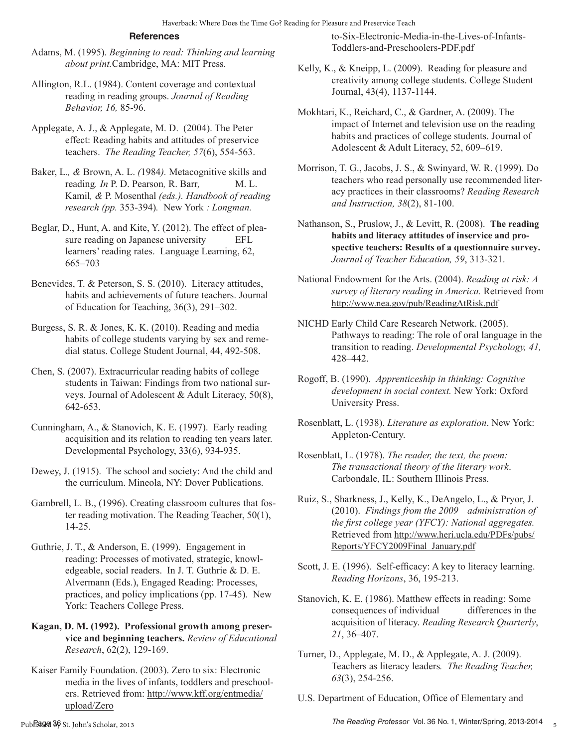## References

Adams, M. (1995). *Beginning to read: Thinking and learning about print.*Cambridge, MA: MIT Press.

Allington, R.L. (1984). Content coverage and contextual reading in reading groups. *Journal of Reading Behavior, 16,* 85-96.

Applegate, A. J., & Applegate, M. D. (2004). The Peter effect: Reading habits and attitudes of preservice teachers. *The Reading Teacher, 57*(6), 554-563.

Baker, L.*, &* Brown, A. L. *(*1984*).* Metacognitive skills and reading*. In* P. D. Pearson*,* R. Barr*,* M. L. Kamil*, &* P. Mosenthal *(eds.). Handbook of reading research (pp.* 353-394)*.* New York *: Longman.*

Beglar, D., Hunt, A. and Kite, Y. (2012). The effect of pleasure reading on Japanese university EFL learners' reading rates. Language Learning, 62, 665–703

Benevides, T. & Peterson, S. S. (2010). Literacy attitudes, habits and achievements of future teachers. Journal of Education for Teaching, 36(3), 291–302.

Burgess, S. R. & Jones, K. K. (2010). Reading and media habits of college students varying by sex and remedial status. College Student Journal, 44, 492-508.

Chen, S. (2007). Extracurricular reading habits of college students in Taiwan: Findings from two national surveys. Journal of Adolescent & Adult Literacy, 50(8), 642-653.

Cunningham, A., & Stanovich, K. E. (1997). Early reading acquisition and its relation to reading ten years later. Developmental Psychology, 33(6), 934-935.

Dewey, J. (1915). The school and society: And the child and the curriculum. Mineola, NY: Dover Publications.

Gambrell, L. B., (1996). Creating classroom cultures that foster reading motivation. The Reading Teacher, 50(1), 14-25.

Guthrie, J. T., & Anderson, E. (1999). Engagement in reading: Processes of motivated, strategic, knowledgeable, social readers. In J. T. Guthrie & D. E. Alvermann (Eds.), Engaged Reading: Processes, practices, and policy implications (pp. 17-45). New York: Teachers College Press.

**Kagan, D. M. (1992). Professional growth among preservice and beginning teachers.** *Review of Educational Research*, 62(2), 129-169.

Kaiser Family Foundation. (2003). Zero to six: Electronic media in the lives of infants, toddlers and preschoolers. Retrieved from: http://www.kff.org/entmedia/upload/Zero-to-Six-Electronic-Media-in-the-Lives-of-Infants-Toddlers-and-Preschoolers-PDF.pdf

Kelly, K., & Kneipp, L. (2009). Reading for pleasure and creativity among college students. College Student Journal, 43(4), 1137-1144.

Mokhtari, K., Reichard, C., & Gardner, A. (2009). The impact of Internet and television use on the reading habits and practices of college students. Journal of Adolescent & Adult Literacy, 52, 609–619.

Morrison, T. G., Jacobs, J. S., & Swinyard, W. R. (1999). Do teachers who read personally use recommended literacy practices in their classrooms? *Reading Research and Instruction, 38*(2), 81-100.

Nathanson, S., Pruslow, J., & Levitt, R. (2008). **The reading habits and literacy attitudes of inservice and prospective teachers: Results of a questionnaire survey.** *Journal of Teacher Education, 59*, 313-321.

National Endowment for the Arts. (2004). *Reading at risk: A survey of literary reading in America.* Retrieved from http://www.nea.gov/pub/ReadingAtRisk.pdf

NICHD Early Child Care Research Network. (2005). Pathways to reading: The role of oral language in the transition to reading. *Developmental Psychology, 41,* 428–442.

Rogoff, B. (1990). *Apprenticeship in thinking: Cognitive development in social context.* New York: Oxford University Press.

Rosenblatt, L. (1938). *Literature as exploration*. New York: Appleton-Century.

Rosenblatt, L. (1978). *The reader, the text, the poem: The transactional theory of the literary work*. Carbondale, IL: Southern Illinois Press.

Ruiz, S., Sharkness, J., Kelly, K., DeAngelo, L., & Pryor, J. (2010). *Findings from the 2009 administration of the first college year (YFCY): National aggregates.* Retrieved from http://www.heri.ucla.edu/PDFs/pubs/Reports/YFCY2009Final_January.pdf

Scott, J. E. (1996). Self-efficacy: A key to literacy learning. *Reading Horizons*, 36, 195-213.

Stanovich, K. E. (1986). Matthew effects in reading: Some consequences of individual differences in the acquisition of literacy. *Reading Research Quarterly*, *21*, 36–407.

Turner, D., Applegate, M. D., & Applegate, A. J. (2009). Teachers as literacy leaders*. The Reading Teacher, 63*(3), 254-256.

U.S. Department of Education, Office of Elementary and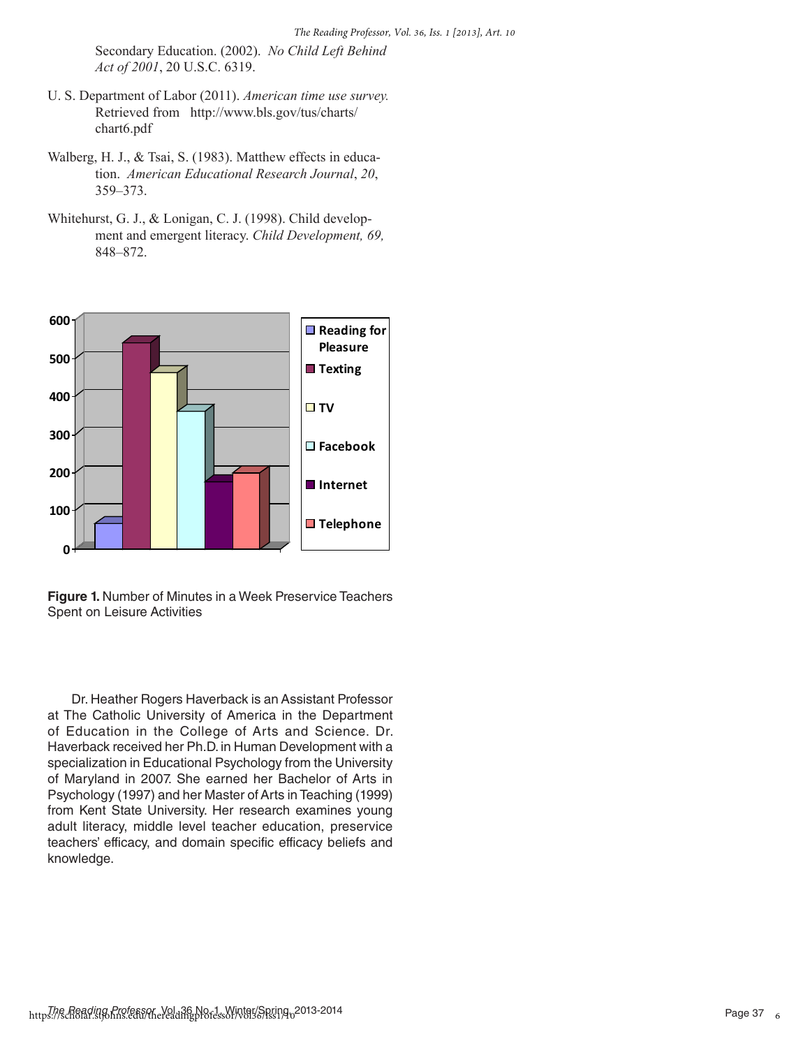Secondary Education. (2002). *No Child Left Behind Act of 2001*, 20 U.S.C. 6319.

U. S. Department of Labor (2011). *American time use survey.* Retrieved from http://www.bls.gov/tus/charts/chart6.pdf

Walberg, H. J., & Tsai, S. (1983). Matthew effects in education. *American Educational Research Journal*, *20*, 359–373.

Whitehurst, G. J., & Lonigan, C. J. (1998). Child development and emergent literacy. *Child Development, 69,* 848–872.

600
500
400
300
200
100
0

Reading for Pleasure
Texting
TV
Facebook
Internet
Telephone

**Figure 1.** Number of Minutes in a Week Preservice Teachers Spent on Leisure Activities

Dr. Heather Rogers Haverback is an Assistant Professor at The Catholic University of America in the Department of Education in the College of Arts and Science. Dr. Haverback received her Ph.D. in Human Development with a specialization in Educational Psychology from the University of Maryland in 2007. She earned her Bachelor of Arts in Psychology (1997) and her Master of Arts in Teaching (1999) from Kent State University. Her research examines young adult literacy, middle level teacher education, preservice teachers' efficacy, and domain specific efficacy beliefs and knowledge.